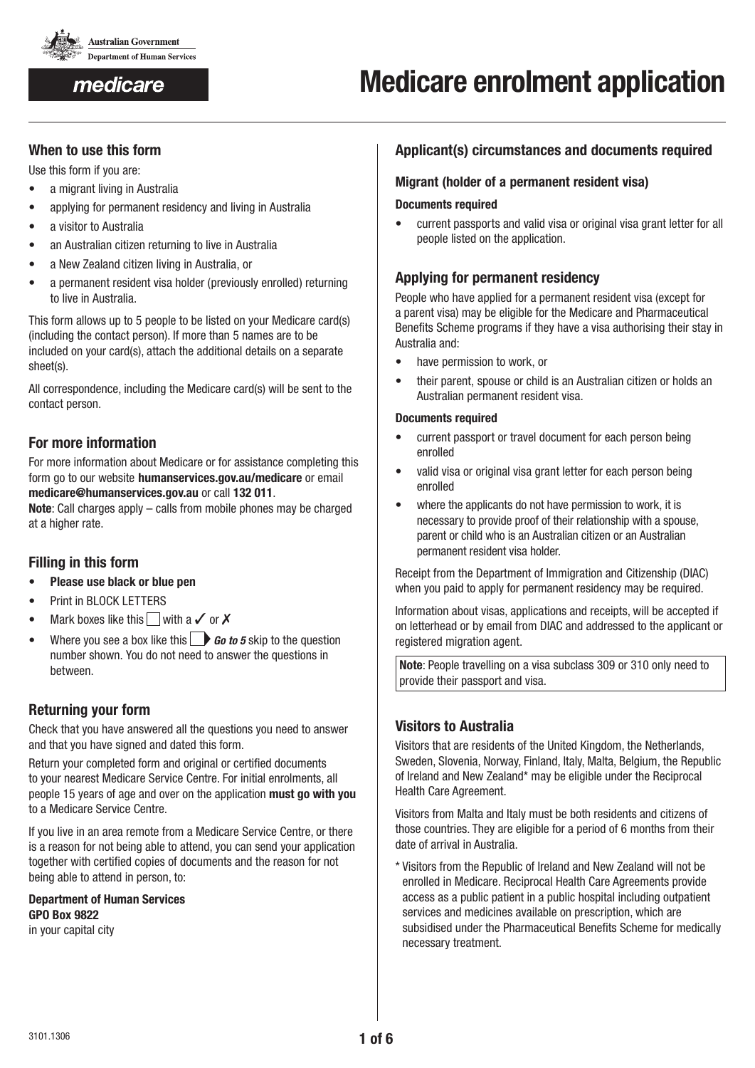Australian Government
Department of Human Services

medicare

# Medicare enrolment application

## When to use this form

Use this form if you are:

- a migrant living in Australia
- applying for permanent residency and living in Australia
- a visitor to Australia
- an Australian citizen returning to live in Australia
- a New Zealand citizen living in Australia, or
- a permanent resident visa holder (previously enrolled) returning to live in Australia.

This form allows up to 5 people to be listed on your Medicare card(s) (including the contact person). If more than 5 names are to be included on your card(s), attach the additional details on a separate sheet(s).

All correspondence, including the Medicare card(s) will be sent to the contact person.

## For more information

For more information about Medicare or for assistance completing this form go to our website **humanservices.gov.au/medicare** or email **medicare@humanservices.gov.au** or call **132 011**.

**Note**: Call charges apply – calls from mobile phones may be charged at a higher rate.

## Filling in this form

- **Please use black or blue pen**
- Print in BLOCK LETTERS
- Mark boxes like this ☐ with a ✓ or ✗
- Where you see a box like this ☐ ▶ ***Go to 5*** skip to the question number shown. You do not need to answer the questions in between.

## Returning your form

Check that you have answered all the questions you need to answer and that you have signed and dated this form.

Return your completed form and original or certified documents to your nearest Medicare Service Centre. For initial enrolments, all people 15 years of age and over on the application **must go with you** to a Medicare Service Centre.

If you live in an area remote from a Medicare Service Centre, or there is a reason for not being able to attend, you can send your application together with certified copies of documents and the reason for not being able to attend in person, to:

**Department of Human Services**
**GPO Box 9822**
in your capital city

## Applicant(s) circumstances and documents required

### Migrant (holder of a permanent resident visa)

**Documents required**

- current passports and valid visa or original visa grant letter for all people listed on the application.

### Applying for permanent residency

People who have applied for a permanent resident visa (except for a parent visa) may be eligible for the Medicare and Pharmaceutical Benefits Scheme programs if they have a visa authorising their stay in Australia and:

- have permission to work, or
- their parent, spouse or child is an Australian citizen or holds an Australian permanent resident visa.

**Documents required**

- current passport or travel document for each person being enrolled
- valid visa or original visa grant letter for each person being enrolled
- where the applicants do not have permission to work, it is necessary to provide proof of their relationship with a spouse, parent or child who is an Australian citizen or an Australian permanent resident visa holder.

Receipt from the Department of Immigration and Citizenship (DIAC) when you paid to apply for permanent residency may be required.

Information about visas, applications and receipts, will be accepted if on letterhead or by email from DIAC and addressed to the applicant or registered migration agent.

**Note**: People travelling on a visa subclass 309 or 310 only need to provide their passport and visa.

### Visitors to Australia

Visitors that are residents of the United Kingdom, the Netherlands, Sweden, Slovenia, Norway, Finland, Italy, Malta, Belgium, the Republic of Ireland and New Zealand* may be eligible under the Reciprocal Health Care Agreement.

Visitors from Malta and Italy must be both residents and citizens of those countries. They are eligible for a period of 6 months from their date of arrival in Australia.

\* Visitors from the Republic of Ireland and New Zealand will not be enrolled in Medicare. Reciprocal Health Care Agreements provide access as a public patient in a public hospital including outpatient services and medicines available on prescription, which are subsidised under the Pharmaceutical Benefits Scheme for medically necessary treatment.

3101.1306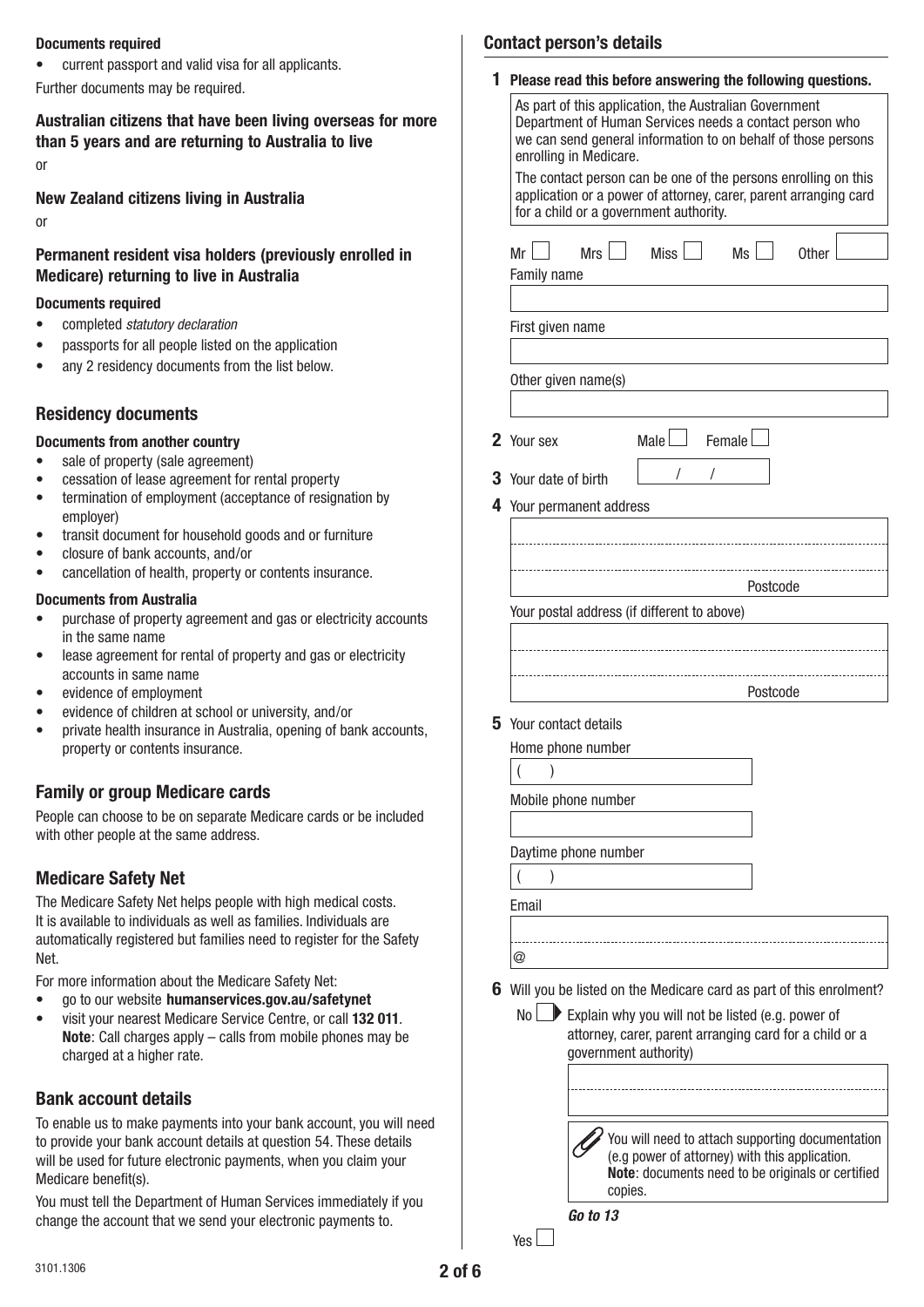**Documents required**

- current passport and valid visa for all applicants.

Further documents may be required.

### Australian citizens that have been living overseas for more than 5 years and are returning to Australia to live

or

### New Zealand citizens living in Australia

or

### Permanent resident visa holders (previously enrolled in Medicare) returning to live in Australia

**Documents required**

- completed *statutory declaration*
- passports for all people listed on the application
- any 2 residency documents from the list below.

## Residency documents

**Documents from another country**

- sale of property (sale agreement)
- cessation of lease agreement for rental property
- termination of employment (acceptance of resignation by employer)
- transit document for household goods and or furniture
- closure of bank accounts, and/or
- cancellation of health, property or contents insurance.

**Documents from Australia**

- purchase of property agreement and gas or electricity accounts in the same name
- lease agreement for rental of property and gas or electricity accounts in same name
- evidence of employment
- evidence of children at school or university, and/or
- private health insurance in Australia, opening of bank accounts, property or contents insurance.

## Family or group Medicare cards

People can choose to be on separate Medicare cards or be included with other people at the same address.

## Medicare Safety Net

The Medicare Safety Net helps people with high medical costs. It is available to individuals as well as families. Individuals are automatically registered but families need to register for the Safety Net.

For more information about the Medicare Safety Net:

- go to our website **humanservices.gov.au/safetynet**
- visit your nearest Medicare Service Centre, or call **132 011**. **Note**: Call charges apply – calls from mobile phones may be charged at a higher rate.

## Bank account details

To enable us to make payments into your bank account, you will need to provide your bank account details at question 54. These details will be used for future electronic payments, when you claim your Medicare benefit(s).

You must tell the Department of Human Services immediately if you change the account that we send your electronic payments to.

## Contact person's details

**1 Please read this before answering the following questions.**

As part of this application, the Australian Government Department of Human Services needs a contact person who we can send general information to on behalf of those persons enrolling in Medicare.

The contact person can be one of the persons enrolling on this application or a power of attorney, carer, parent arranging card for a child or a government authority.

Mr ☐ Mrs ☐ Miss ☐ Ms ☐ Other ______

Family name

First given name

Other given name(s)

**2** Your sex Male ☐ Female ☐

**3** Your date of birth  /  /

**4** Your permanent address

Postcode

Your postal address (if different to above)

Postcode

**5** Your contact details

Home phone number

(  )

Mobile phone number

Daytime phone number

(  )

Email

@

**6** Will you be listed on the Medicare card as part of this enrolment?

No ☐ ➤ Explain why you will not be listed (e.g. power of attorney, carer, parent arranging card for a child or a government authority)

You will need to attach supporting documentation (e.g power of attorney) with this application. **Note**: documents need to be originals or certified copies.

***Go to 13***

Yes ☐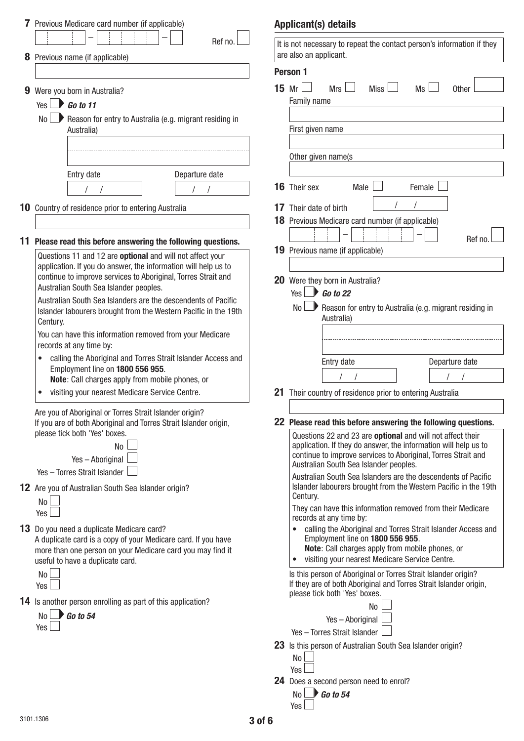**7** Previous Medicare card number (if applicable)

[ ] – [ ] – [ ] Ref no. [ ]

**8** Previous name (if applicable)

[ ]

**9** Were you born in Australia?

Yes [ ] ► ***Go to 11***

No [ ] ► Reason for entry to Australia (e.g. migrant residing in Australia)

[ ]

Entry date [ / / ] Departure date [ / / ]

**10** Country of residence prior to entering Australia

[ ]

**11 Please read this before answering the following questions.**

Questions 11 and 12 are **optional** and will not affect your application. If you do answer, the information will help us to continue to improve services to Aboriginal, Torres Strait and Australian South Sea Islander peoples.

Australian South Sea Islanders are the descendents of Pacific Islander labourers brought from the Western Pacific in the 19th Century.

You can have this information removed from your Medicare records at any time by:

- calling the Aboriginal and Torres Strait Islander Access and Employment line on **1800 556 955**.
  **Note**: Call charges apply from mobile phones, or
- visiting your nearest Medicare Service Centre.

Are you of Aboriginal or Torres Strait Islander origin?
If you are of both Aboriginal and Torres Strait Islander origin, please tick both 'Yes' boxes.

No [ ]
Yes – Aboriginal [ ]
Yes – Torres Strait Islander [ ]

**12** Are you of Australian South Sea Islander origin?

No [ ]
Yes [ ]

**13** Do you need a duplicate Medicare card?
A duplicate card is a copy of your Medicare card. If you have more than one person on your Medicare card you may find it useful to have a duplicate card.

No [ ]
Yes [ ]

**14** Is another person enrolling as part of this application?

No [ ] ► ***Go to 54***
Yes [ ]

## Applicant(s) details

It is not necessary to repeat the contact person's information if they are also an applicant.

### Person 1

**15** Mr [ ] Mrs [ ] Miss [ ] Ms [ ] Other [ ]

Family name

[ ]

First given name

[ ]

Other given name(s

[ ]

**16** Their sex Male [ ] Female [ ]

**17** Their date of birth [ / / ]

**18** Previous Medicare card number (if applicable)

[ ] – [ ] – [ ] Ref no. [ ]

**19** Previous name (if applicable)

[ ]

**20** Were they born in Australia?

Yes [ ] ► ***Go to 22***

No [ ] ► Reason for entry to Australia (e.g. migrant residing in Australia)

[ ]

Entry date [ / / ] Departure date [ / / ]

**21** Their country of residence prior to entering Australia

[ ]

**22 Please read this before answering the following questions.**

Questions 22 and 23 are **optional** and will not affect their application. If they do answer, the information will help us to continue to improve services to Aboriginal, Torres Strait and Australian South Sea Islander peoples.

Australian South Sea Islanders are the descendents of Pacific Islander labourers brought from the Western Pacific in the 19th Century.

They can have this information removed from their Medicare records at any time by:

- calling the Aboriginal and Torres Strait Islander Access and Employment line on **1800 556 955**.
  **Note**: Call charges apply from mobile phones, or
- visiting your nearest Medicare Service Centre.

Is this person of Aboriginal or Torres Strait Islander origin?
If they are of both Aboriginal and Torres Strait Islander origin, please tick both 'Yes' boxes.

No [ ]
Yes – Aboriginal [ ]
Yes – Torres Strait Islander [ ]

**23** Is this person of Australian South Sea Islander origin?

No [ ]
Yes [ ]

**24** Does a second person need to enrol?

No [ ] ► ***Go to 54***
Yes [ ]

3101.1306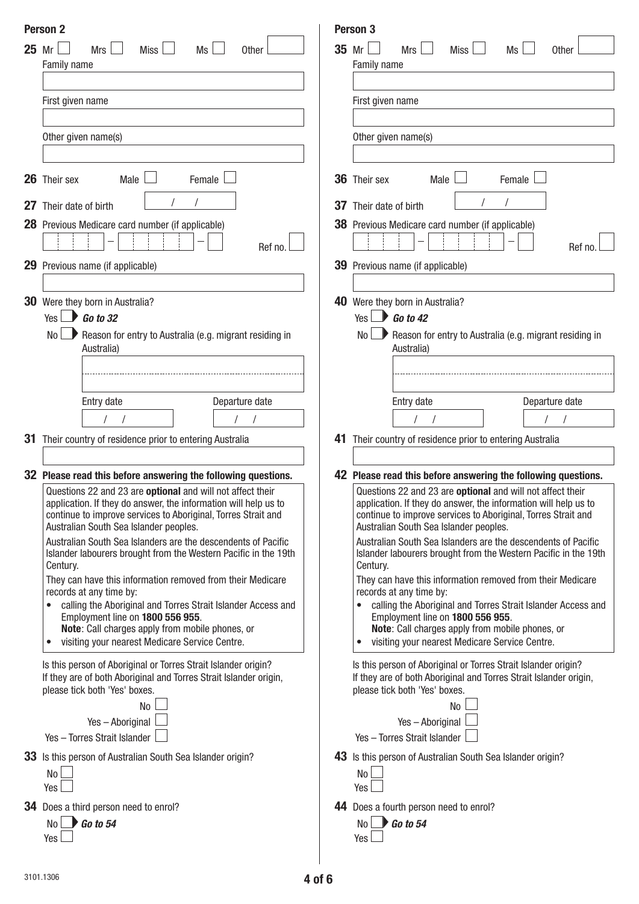## Person 2

**25** Mr ☐ Mrs ☐ Miss ☐ Ms ☐ Other ☐

Family name

First given name

Other given name(s)

**26** Their sex Male ☐ Female ☐

**27** Their date of birth / /

**28** Previous Medicare card number (if applicable)

– – Ref no.

**29** Previous name (if applicable)

**30** Were they born in Australia?

Yes ☐ ➤ ***Go to 32***

No ☐ ➤ Reason for entry to Australia (e.g. migrant residing in Australia)

Entry date / / Departure date / /

**31** Their country of residence prior to entering Australia

**32 Please read this before answering the following questions.**

Questions 22 and 23 are **optional** and will not affect their application. If they do answer, the information will help us to continue to improve services to Aboriginal, Torres Strait and Australian South Sea Islander peoples.

Australian South Sea Islanders are the descendents of Pacific Islander labourers brought from the Western Pacific in the 19th Century.

They can have this information removed from their Medicare records at any time by:

- calling the Aboriginal and Torres Strait Islander Access and Employment line on **1800 556 955**.
  **Note**: Call charges apply from mobile phones, or
- visiting your nearest Medicare Service Centre.

Is this person of Aboriginal or Torres Strait Islander origin? If they are of both Aboriginal and Torres Strait Islander origin, please tick both 'Yes' boxes.

No ☐

Yes – Aboriginal ☐

Yes – Torres Strait Islander ☐

**33** Is this person of Australian South Sea Islander origin?

No ☐

Yes ☐

**34** Does a third person need to enrol?

No ☐ ➤ ***Go to 54***

Yes ☐

## Person 3

**35** Mr ☐ Mrs ☐ Miss ☐ Ms ☐ Other ☐

Family name

First given name

Other given name(s)

**36** Their sex Male ☐ Female ☐

**37** Their date of birth / /

**38** Previous Medicare card number (if applicable)

– – Ref no.

**39** Previous name (if applicable)

**40** Were they born in Australia?

Yes ☐ ➤ ***Go to 42***

No ☐ ➤ Reason for entry to Australia (e.g. migrant residing in Australia)

Entry date / / Departure date / /

**41** Their country of residence prior to entering Australia

**42 Please read this before answering the following questions.**

Questions 22 and 23 are **optional** and will not affect their application. If they do answer, the information will help us to continue to improve services to Aboriginal, Torres Strait and Australian South Sea Islander peoples.

Australian South Sea Islanders are the descendents of Pacific Islander labourers brought from the Western Pacific in the 19th Century.

They can have this information removed from their Medicare records at any time by:

- calling the Aboriginal and Torres Strait Islander Access and Employment line on **1800 556 955**.
  **Note**: Call charges apply from mobile phones, or
- visiting your nearest Medicare Service Centre.

Is this person of Aboriginal or Torres Strait Islander origin? If they are of both Aboriginal and Torres Strait Islander origin, please tick both 'Yes' boxes.

No ☐

Yes – Aboriginal ☐

Yes – Torres Strait Islander ☐

**43** Is this person of Australian South Sea Islander origin?

No ☐

Yes ☐

**44** Does a fourth person need to enrol?

No ☐ ➤ ***Go to 54***

Yes ☐

3101.1306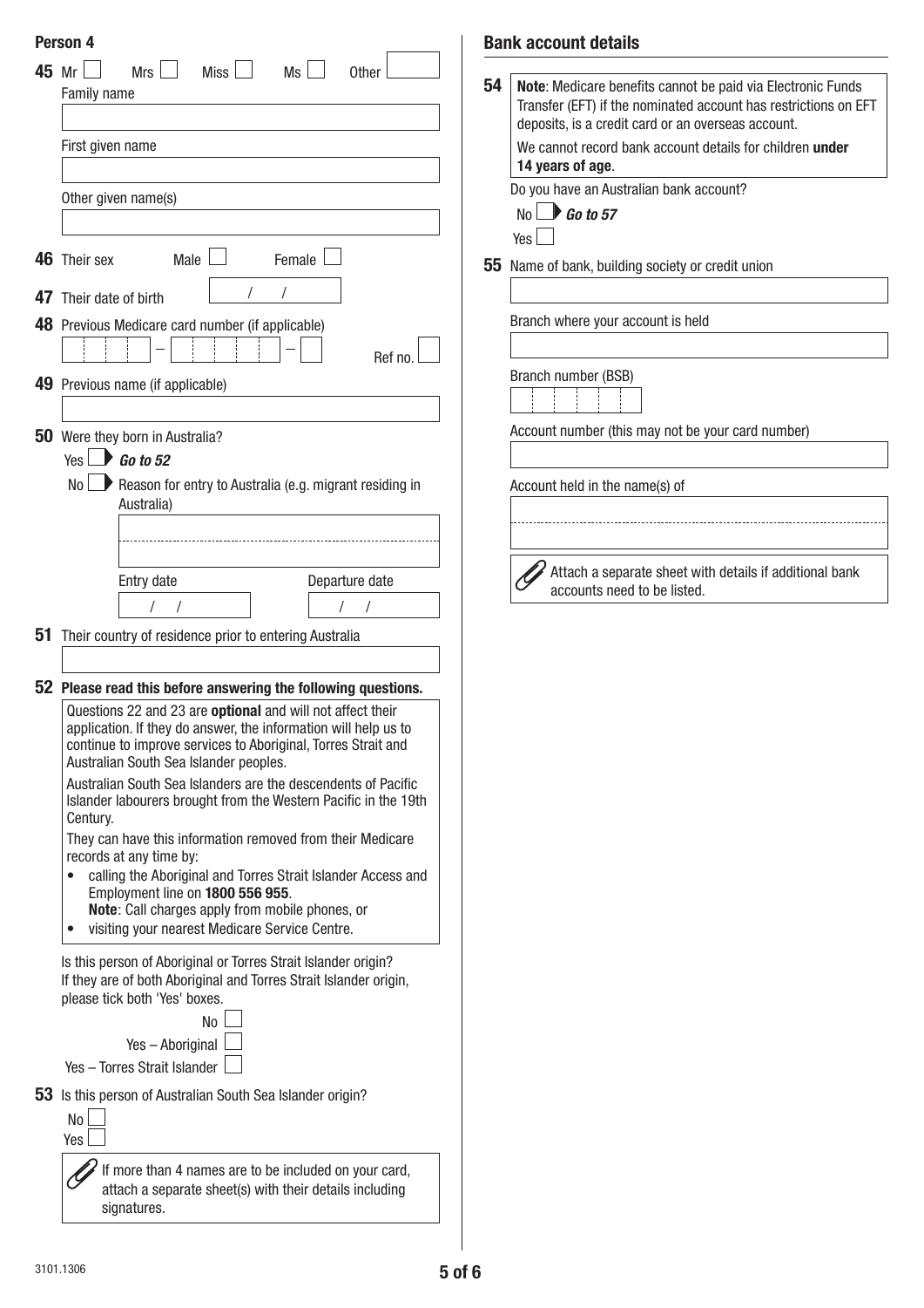## Person 4

**45** Mr ☐ Mrs ☐ Miss ☐ Ms ☐ Other ☐

Family name

First given name

Other given name(s)

**46** Their sex Male ☐ Female ☐

**47** Their date of birth / /

**48** Previous Medicare card number (if applicable) Ref no.

**49** Previous name (if applicable)

**50** Were they born in Australia?

Yes ☐ ***Go to 52***

No ☐ Reason for entry to Australia (e.g. migrant residing in Australia)

Entry date / / Departure date / /

**51** Their country of residence prior to entering Australia

**52 Please read this before answering the following questions.**

Questions 22 and 23 are **optional** and will not affect their application. If they do answer, the information will help us to continue to improve services to Aboriginal, Torres Strait and Australian South Sea Islander peoples.

Australian South Sea Islanders are the descendents of Pacific Islander labourers brought from the Western Pacific in the 19th Century.

They can have this information removed from their Medicare records at any time by:

- calling the Aboriginal and Torres Strait Islander Access and Employment line on **1800 556 955**.
  **Note**: Call charges apply from mobile phones, or
- visiting your nearest Medicare Service Centre.

Is this person of Aboriginal or Torres Strait Islander origin? If they are of both Aboriginal and Torres Strait Islander origin, please tick both 'Yes' boxes.

No ☐

Yes – Aboriginal ☐

Yes – Torres Strait Islander ☐

**53** Is this person of Australian South Sea Islander origin?

No ☐

Yes ☐

If more than 4 names are to be included on your card, attach a separate sheet(s) with their details including signatures.

## Bank account details

**54** **Note**: Medicare benefits cannot be paid via Electronic Funds Transfer (EFT) if the nominated account has restrictions on EFT deposits, is a credit card or an overseas account.

We cannot record bank account details for children **under 14 years of age**.

Do you have an Australian bank account?

No ☐ ***Go to 57***

Yes ☐

**55** Name of bank, building society or credit union

Branch where your account is held

Branch number (BSB)

Account number (this may not be your card number)

Account held in the name(s) of

Attach a separate sheet with details if additional bank accounts need to be listed.

3101.1306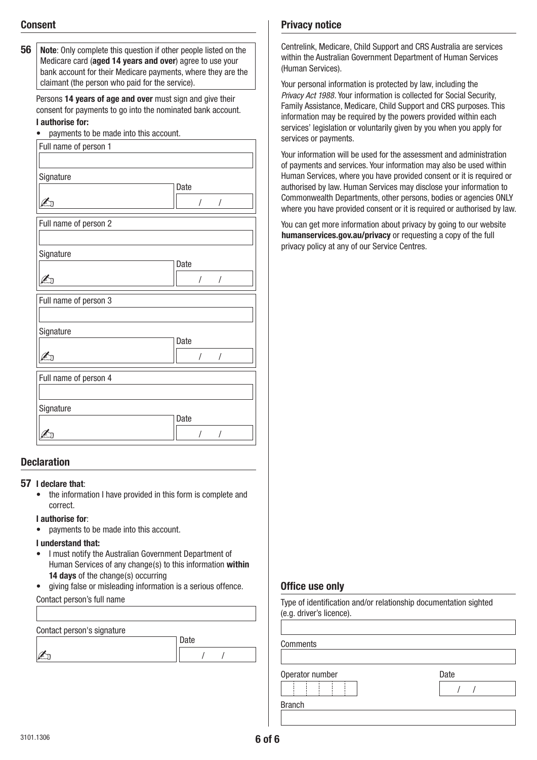## Consent

**56** **Note**: Only complete this question if other people listed on the Medicare card (**aged 14 years and over**) agree to use your bank account for their Medicare payments, where they are the claimant (the person who paid for the service).

Persons **14 years of age and over** must sign and give their consent for payments to go into the nominated bank account.

**I authorise for:**

- payments to be made into this account.

Full name of person 1

Signature ✍ Date / /

Full name of person 2

Signature ✍ Date / /

Full name of person 3

Signature ✍ Date / /

Full name of person 4

Signature ✍ Date / /

## Declaration

**57** **I declare that**:

- the information I have provided in this form is complete and correct.

**I authorise for**:

- payments to be made into this account.

**I understand that:**

- I must notify the Australian Government Department of Human Services of any change(s) to this information **within 14 days** of the change(s) occurring
- giving false or misleading information is a serious offence.

Contact person's full name

Contact person's signature ✍ Date / /

## Privacy notice

Centrelink, Medicare, Child Support and CRS Australia are services within the Australian Government Department of Human Services (Human Services).

Your personal information is protected by law, including the *Privacy Act 1988*. Your information is collected for Social Security, Family Assistance, Medicare, Child Support and CRS purposes. This information may be required by the powers provided within each services' legislation or voluntarily given by you when you apply for services or payments.

Your information will be used for the assessment and administration of payments and services. Your information may also be used within Human Services, where you have provided consent or it is required or authorised by law. Human Services may disclose your information to Commonwealth Departments, other persons, bodies or agencies ONLY where you have provided consent or it is required or authorised by law.

You can get more information about privacy by going to our website **humanservices.gov.au/privacy** or requesting a copy of the full privacy policy at any of our Service Centres.

## Office use only

Type of identification and/or relationship documentation sighted (e.g. driver's licence).

Comments

Operator number

Date / /

Branch

3101.1306